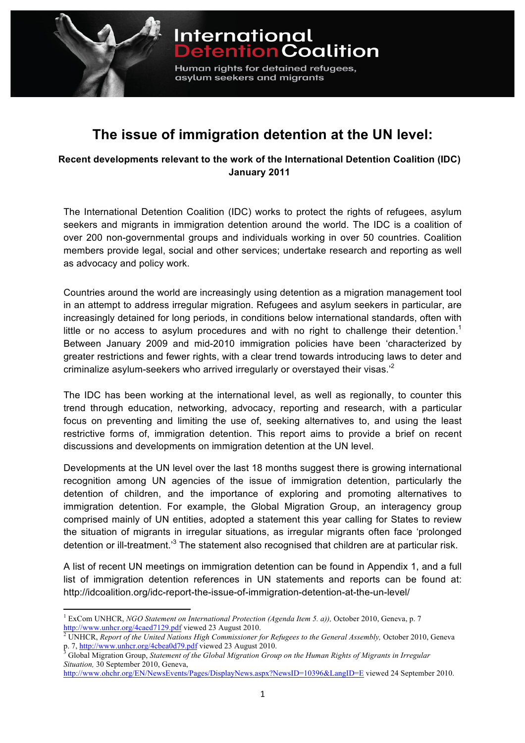International Detention Coalition

Human rights for detained refugees, asylum seekers and migrants

# The issue of immigration detention at the UN level:

**Recent developments relevant to the work of the International Detention Coalition (IDC) January 2011**

The International Detention Coalition (IDC) works to protect the rights of refugees, asylum seekers and migrants in immigration detention around the world. The IDC is a coalition of over 200 non-governmental groups and individuals working in over 50 countries. Coalition members provide legal, social and other services; undertake research and reporting as well as advocacy and policy work.

Countries around the world are increasingly using detention as a migration management tool in an attempt to address irregular migration. Refugees and asylum seekers in particular, are increasingly detained for long periods, in conditions below international standards, often with little or no access to asylum procedures and with no right to challenge their detention.[1] Between January 2009 and mid-2010 immigration policies have been 'characterized by greater restrictions and fewer rights, with a clear trend towards introducing laws to deter and criminalize asylum-seekers who arrived irregularly or overstayed their visas.'[2]

The IDC has been working at the international level, as well as regionally, to counter this trend through education, networking, advocacy, reporting and research, with a particular focus on preventing and limiting the use of, seeking alternatives to, and using the least restrictive forms of, immigration detention. This report aims to provide a brief on recent discussions and developments on immigration detention at the UN level.

Developments at the UN level over the last 18 months suggest there is growing international recognition among UN agencies of the issue of immigration detention, particularly the detention of children, and the importance of exploring and promoting alternatives to immigration detention. For example, the Global Migration Group, an interagency group comprised mainly of UN entities, adopted a statement this year calling for States to review the situation of migrants in irregular situations, as irregular migrants often face 'prolonged detention or ill-treatment.'[3] The statement also recognised that children are at particular risk.

A list of recent UN meetings on immigration detention can be found in Appendix 1, and a full list of immigration detention references in UN statements and reports can be found at: http://idcoalition.org/idc-report-the-issue-of-immigration-detention-at-the-un-level/

---

[1] ExCom UNHCR, *NGO Statement on International Protection (Agenda Item 5. a)),* October 2010, Geneva, p. 7 http://www.unhcr.org/4caed7129.pdf viewed 23 August 2010.

[2] UNHCR, *Report of the United Nations High Commissioner for Refugees to the General Assembly,* October 2010, Geneva p. 7, http://www.unhcr.org/4cbea0d79.pdf viewed 23 August 2010.

[3] Global Migration Group, *Statement of the Global Migration Group on the Human Rights of Migrants in Irregular Situation,* 30 September 2010, Geneva, http://www.ohchr.org/EN/NewsEvents/Pages/DisplayNews.aspx?NewsID=10396&LangID=E viewed 24 September 2010.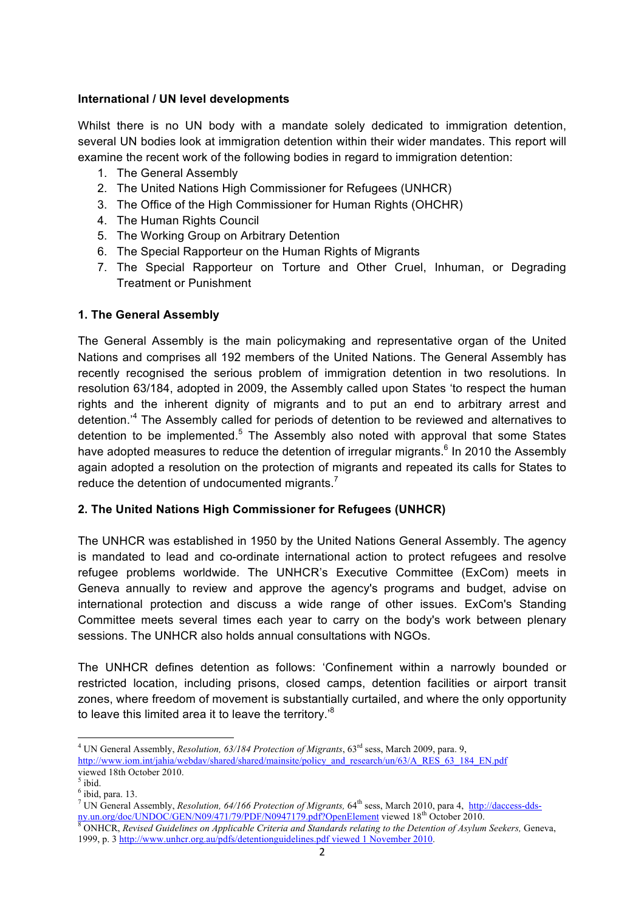**International / UN level developments**

Whilst there is no UN body with a mandate solely dedicated to immigration detention, several UN bodies look at immigration detention within their wider mandates. This report will examine the recent work of the following bodies in regard to immigration detention:

1. The General Assembly
2. The United Nations High Commissioner for Refugees (UNHCR)
3. The Office of the High Commissioner for Human Rights (OHCHR)
4. The Human Rights Council
5. The Working Group on Arbitrary Detention
6. The Special Rapporteur on the Human Rights of Migrants
7. The Special Rapporteur on Torture and Other Cruel, Inhuman, or Degrading Treatment or Punishment

**1. The General Assembly**

The General Assembly is the main policymaking and representative organ of the United Nations and comprises all 192 members of the United Nations. The General Assembly has recently recognised the serious problem of immigration detention in two resolutions. In resolution 63/184, adopted in 2009, the Assembly called upon States 'to respect the human rights and the inherent dignity of migrants and to put an end to arbitrary arrest and detention.'[4] The Assembly called for periods of detention to be reviewed and alternatives to detention to be implemented.[5] The Assembly also noted with approval that some States have adopted measures to reduce the detention of irregular migrants.[6] In 2010 the Assembly again adopted a resolution on the protection of migrants and repeated its calls for States to reduce the detention of undocumented migrants.[7]

**2. The United Nations High Commissioner for Refugees (UNHCR)**

The UNHCR was established in 1950 by the United Nations General Assembly. The agency is mandated to lead and co-ordinate international action to protect refugees and resolve refugee problems worldwide. The UNHCR's Executive Committee (ExCom) meets in Geneva annually to review and approve the agency's programs and budget, advise on international protection and discuss a wide range of other issues. ExCom's Standing Committee meets several times each year to carry on the body's work between plenary sessions. The UNHCR also holds annual consultations with NGOs.

The UNHCR defines detention as follows: 'Confinement within a narrowly bounded or restricted location, including prisons, closed camps, detention facilities or airport transit zones, where freedom of movement is substantially curtailed, and where the only opportunity to leave this limited area it to leave the territory.'[8]

---

[4] UN General Assembly, *Resolution, 63/184 Protection of Migrants*, 63rd sess, March 2009, para. 9, http://www.iom.int/jahia/webdav/shared/shared/mainsite/policy_and_research/un/63/A_RES_63_184_EN.pdf viewed 18th October 2010.

[5] ibid.

[6] ibid, para. 13.

[7] UN General Assembly, *Resolution, 64/166 Protection of Migrants,* 64th sess, March 2010, para 4, http://daccess-dds-ny.un.org/doc/UNDOC/GEN/N09/471/79/PDF/N0947179.pdf?OpenElement viewed 18th October 2010.

[8] ONHCR, *Revised Guidelines on Applicable Criteria and Standards relating to the Detention of Asylum Seekers,* Geneva, 1999, p. 3 http://www.unhcr.org.au/pdfs/detentionguidelines.pdf viewed 1 November 2010.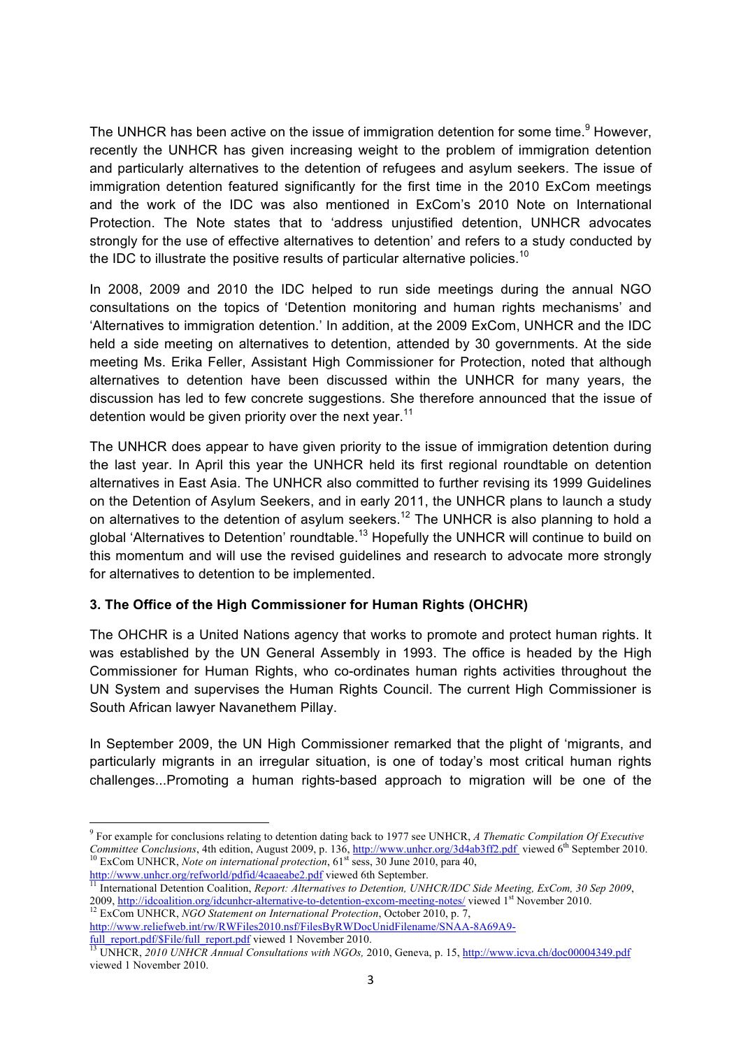The UNHCR has been active on the issue of immigration detention for some time.[9] However, recently the UNHCR has given increasing weight to the problem of immigration detention and particularly alternatives to the detention of refugees and asylum seekers. The issue of immigration detention featured significantly for the first time in the 2010 ExCom meetings and the work of the IDC was also mentioned in ExCom's 2010 Note on International Protection. The Note states that to 'address unjustified detention, UNHCR advocates strongly for the use of effective alternatives to detention' and refers to a study conducted by the IDC to illustrate the positive results of particular alternative policies.[10]

In 2008, 2009 and 2010 the IDC helped to run side meetings during the annual NGO consultations on the topics of 'Detention monitoring and human rights mechanisms' and 'Alternatives to immigration detention.' In addition, at the 2009 ExCom, UNHCR and the IDC held a side meeting on alternatives to detention, attended by 30 governments. At the side meeting Ms. Erika Feller, Assistant High Commissioner for Protection, noted that although alternatives to detention have been discussed within the UNHCR for many years, the discussion has led to few concrete suggestions. She therefore announced that the issue of detention would be given priority over the next year.[11]

The UNHCR does appear to have given priority to the issue of immigration detention during the last year. In April this year the UNHCR held its first regional roundtable on detention alternatives in East Asia. The UNHCR also committed to further revising its 1999 Guidelines on the Detention of Asylum Seekers, and in early 2011, the UNHCR plans to launch a study on alternatives to the detention of asylum seekers.[12] The UNHCR is also planning to hold a global 'Alternatives to Detention' roundtable.[13] Hopefully the UNHCR will continue to build on this momentum and will use the revised guidelines and research to advocate more strongly for alternatives to detention to be implemented.

### 3. The Office of the High Commissioner for Human Rights (OHCHR)

The OHCHR is a United Nations agency that works to promote and protect human rights. It was established by the UN General Assembly in 1993. The office is headed by the High Commissioner for Human Rights, who co-ordinates human rights activities throughout the UN System and supervises the Human Rights Council. The current High Commissioner is South African lawyer Navanethem Pillay.

In September 2009, the UN High Commissioner remarked that the plight of 'migrants, and particularly migrants in an irregular situation, is one of today's most critical human rights challenges...Promoting a human rights-based approach to migration will be one of the

---

[9] For example for conclusions relating to detention dating back to 1977 see UNHCR, *A Thematic Compilation Of Executive Committee Conclusions*, 4th edition, August 2009, p. 136, http://www.unhcr.org/3d4ab3ff2.pdf viewed 6th September 2010.

[10] ExCom UNHCR, *Note on international protection*, 61st sess, 30 June 2010, para 40, http://www.unhcr.org/refworld/pdfid/4caaeabe2.pdf viewed 6th September.

[11] International Detention Coalition, *Report: Alternatives to Detention, UNHCR/IDC Side Meeting, ExCom, 30 Sep 2009*, 2009, http://idcoalition.org/idcunhcr-alternative-to-detention-excom-meeting-notes/ viewed 1st November 2010.

[12] ExCom UNHCR, *NGO Statement on International Protection*, October 2010, p. 7, http://www.reliefweb.int/rw/RWFiles2010.nsf/FilesByRWDocUnidFilename/SNAA-8A69A9-full_report.pdf/$File/full_report.pdf viewed 1 November 2010.

[13] UNHCR, *2010 UNHCR Annual Consultations with NGOs,* 2010, Geneva, p. 15, http://www.icva.ch/doc00004349.pdf viewed 1 November 2010.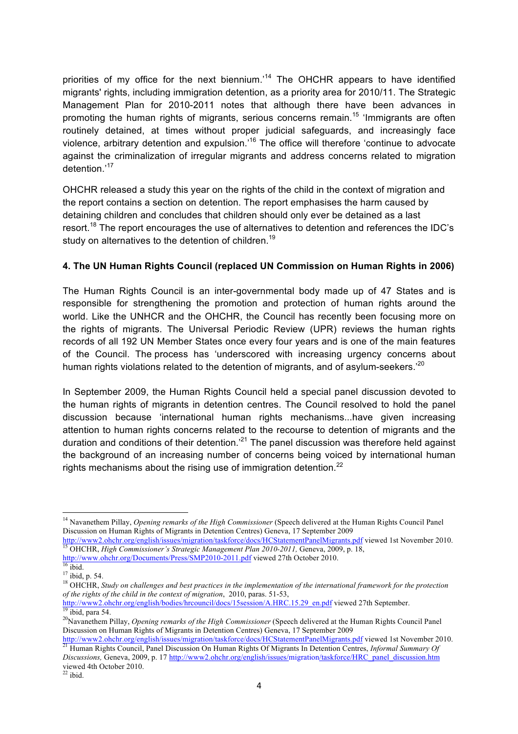priorities of my office for the next biennium.'[14] The OHCHR appears to have identified migrants' rights, including immigration detention, as a priority area for 2010/11. The Strategic Management Plan for 2010-2011 notes that although there have been advances in promoting the human rights of migrants, serious concerns remain.[15] 'Immigrants are often routinely detained, at times without proper judicial safeguards, and increasingly face violence, arbitrary detention and expulsion.'[16] The office will therefore 'continue to advocate against the criminalization of irregular migrants and address concerns related to migration detention.'[17]

OHCHR released a study this year on the rights of the child in the context of migration and the report contains a section on detention. The report emphasises the harm caused by detaining children and concludes that children should only ever be detained as a last resort.[18] The report encourages the use of alternatives to detention and references the IDC's study on alternatives to the detention of children.[19]

### 4. The UN Human Rights Council (replaced UN Commission on Human Rights in 2006)

The Human Rights Council is an inter-governmental body made up of 47 States and is responsible for strengthening the promotion and protection of human rights around the world. Like the UNHCR and the OHCHR, the Council has recently been focusing more on the rights of migrants. The Universal Periodic Review (UPR) reviews the human rights records of all 192 UN Member States once every four years and is one of the main features of the Council. The process has 'underscored with increasing urgency concerns about human rights violations related to the detention of migrants, and of asylum-seekers.'[20]

In September 2009, the Human Rights Council held a special panel discussion devoted to the human rights of migrants in detention centres. The Council resolved to hold the panel discussion because 'international human rights mechanisms...have given increasing attention to human rights concerns related to the recourse to detention of migrants and the duration and conditions of their detention.'[21] The panel discussion was therefore held against the background of an increasing number of concerns being voiced by international human rights mechanisms about the rising use of immigration detention.[22]

---

[14] Navanethem Pillay, *Opening remarks of the High Commissioner* (Speech delivered at the Human Rights Council Panel Discussion on Human Rights of Migrants in Detention Centres) Geneva, 17 September 2009 http://www2.ohchr.org/english/issues/migration/taskforce/docs/HCStatementPanelMigrants.pdf viewed 1st November 2010.

[15] OHCHR, *High Commissioner's Strategic Management Plan 2010-2011,* Geneva, 2009, p. 18, http://www.ohchr.org/Documents/Press/SMP2010-2011.pdf viewed 27th October 2010.

[16] ibid.

[17] ibid, p. 54.

[18] OHCHR, *Study on challenges and best practices in the implementation of the international framework for the protection of the rights of the child in the context of migration*, 2010, paras. 51-53, http://www2.ohchr.org/english/bodies/hrcouncil/docs/15session/A.HRC.15.29_en.pdf viewed 27th September.

[19] ibid, para 54.

[20] Navanethem Pillay, *Opening remarks of the High Commissioner* (Speech delivered at the Human Rights Council Panel Discussion on Human Rights of Migrants in Detention Centres) Geneva, 17 September 2009 http://www2.ohchr.org/english/issues/migration/taskforce/docs/HCStatementPanelMigrants.pdf viewed 1st November 2010.

[21] Human Rights Council, Panel Discussion On Human Rights Of Migrants In Detention Centres, *Informal Summary Of Discussions,* Geneva, 2009, p. 17 http://www2.ohchr.org/english/issues/migration/taskforce/HRC_panel_discussion.htm viewed 4th October 2010.

[22] ibid.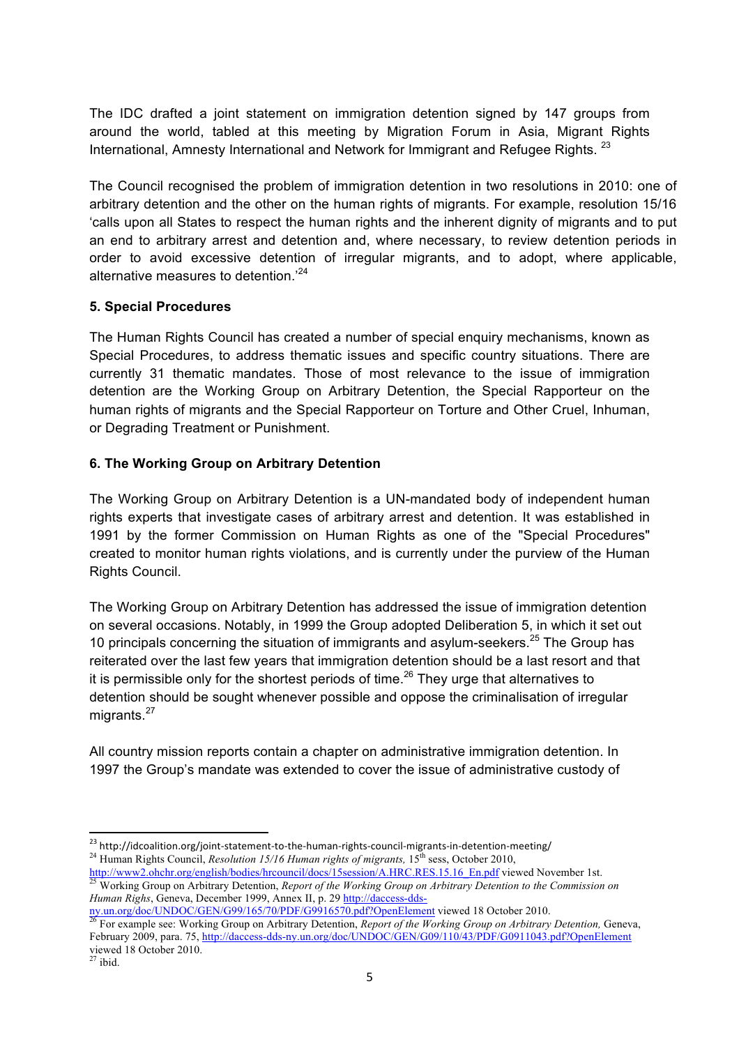The IDC drafted a joint statement on immigration detention signed by 147 groups from around the world, tabled at this meeting by Migration Forum in Asia, Migrant Rights International, Amnesty International and Network for Immigrant and Refugee Rights. [23]

The Council recognised the problem of immigration detention in two resolutions in 2010: one of arbitrary detention and the other on the human rights of migrants. For example, resolution 15/16 'calls upon all States to respect the human rights and the inherent dignity of migrants and to put an end to arbitrary arrest and detention and, where necessary, to review detention periods in order to avoid excessive detention of irregular migrants, and to adopt, where applicable, alternative measures to detention.'[24]

## 5. Special Procedures

The Human Rights Council has created a number of special enquiry mechanisms, known as Special Procedures, to address thematic issues and specific country situations. There are currently 31 thematic mandates. Those of most relevance to the issue of immigration detention are the Working Group on Arbitrary Detention, the Special Rapporteur on the human rights of migrants and the Special Rapporteur on Torture and Other Cruel, Inhuman, or Degrading Treatment or Punishment.

## 6. The Working Group on Arbitrary Detention

The Working Group on Arbitrary Detention is a UN-mandated body of independent human rights experts that investigate cases of arbitrary arrest and detention. It was established in 1991 by the former Commission on Human Rights as one of the "Special Procedures" created to monitor human rights violations, and is currently under the purview of the Human Rights Council.

The Working Group on Arbitrary Detention has addressed the issue of immigration detention on several occasions. Notably, in 1999 the Group adopted Deliberation 5, in which it set out 10 principals concerning the situation of immigrants and asylum-seekers.[25] The Group has reiterated over the last few years that immigration detention should be a last resort and that it is permissible only for the shortest periods of time.[26] They urge that alternatives to detention should be sought whenever possible and oppose the criminalisation of irregular migrants.[27]

All country mission reports contain a chapter on administrative immigration detention. In 1997 the Group's mandate was extended to cover the issue of administrative custody of

---

[23] http://idcoalition.org/joint-statement-to-the-human-rights-council-migrants-in-detention-meeting/

[24] Human Rights Council, *Resolution 15/16 Human rights of migrants,* 15th sess, October 2010, http://www2.ohchr.org/english/bodies/hrcouncil/docs/15session/A.HRC.RES.15.16_En.pdf viewed November 1st.

[25] Working Group on Arbitrary Detention, *Report of the Working Group on Arbitrary Detention to the Commission on Human Righs*, Geneva, December 1999, Annex II, p. 29 http://daccess-dds-ny.un.org/doc/UNDOC/GEN/G99/165/70/PDF/G9916570.pdf?OpenElement viewed 18 October 2010.

[26] For example see: Working Group on Arbitrary Detention, *Report of the Working Group on Arbitrary Detention,* Geneva, February 2009, para. 75, http://daccess-dds-ny.un.org/doc/UNDOC/GEN/G09/110/43/PDF/G0911043.pdf?OpenElement viewed 18 October 2010.

[27] ibid.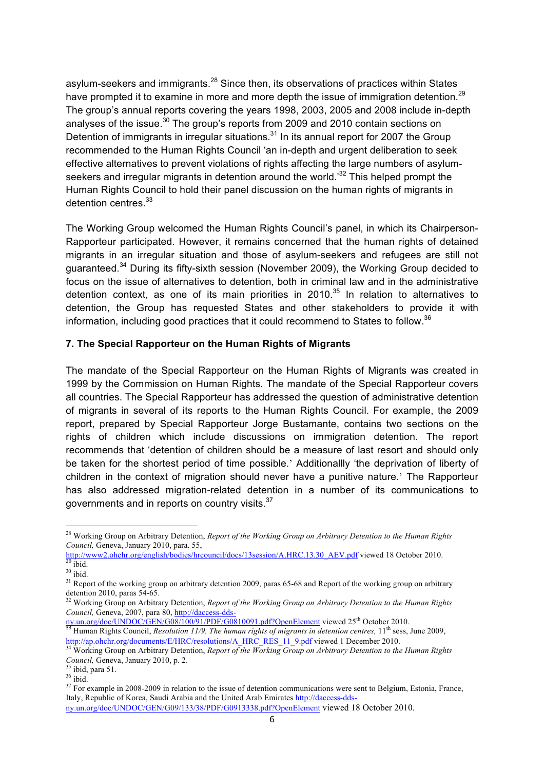asylum-seekers and immigrants.[28] Since then, its observations of practices within States have prompted it to examine in more and more depth the issue of immigration detention.[29] The group's annual reports covering the years 1998, 2003, 2005 and 2008 include in-depth analyses of the issue.[30] The group's reports from 2009 and 2010 contain sections on Detention of immigrants in irregular situations.[31] In its annual report for 2007 the Group recommended to the Human Rights Council 'an in-depth and urgent deliberation to seek effective alternatives to prevent violations of rights affecting the large numbers of asylum-seekers and irregular migrants in detention around the world.'[32] This helped prompt the Human Rights Council to hold their panel discussion on the human rights of migrants in detention centres.[33]

The Working Group welcomed the Human Rights Council's panel, in which its Chairperson-Rapporteur participated. However, it remains concerned that the human rights of detained migrants in an irregular situation and those of asylum-seekers and refugees are still not guaranteed.[34] During its fifty-sixth session (November 2009), the Working Group decided to focus on the issue of alternatives to detention, both in criminal law and in the administrative detention context, as one of its main priorities in 2010.[35] In relation to alternatives to detention, the Group has requested States and other stakeholders to provide it with information, including good practices that it could recommend to States to follow.[36]

### 7. The Special Rapporteur on the Human Rights of Migrants

The mandate of the Special Rapporteur on the Human Rights of Migrants was created in 1999 by the Commission on Human Rights. The mandate of the Special Rapporteur covers all countries. The Special Rapporteur has addressed the question of administrative detention of migrants in several of its reports to the Human Rights Council. For example, the 2009 report, prepared by Special Rapporteur Jorge Bustamante, contains two sections on the rights of children which include discussions on immigration detention. The report recommends that 'detention of children should be a measure of last resort and should only be taken for the shortest period of time possible.' Additionallly 'the deprivation of liberty of children in the context of migration should never have a punitive nature.' The Rapporteur has also addressed migration-related detention in a number of its communications to governments and in reports on country visits.[37]

---

[28] Working Group on Arbitrary Detention, *Report of the Working Group on Arbitrary Detention to the Human Rights Council,* Geneva, January 2010, para. 55, http://www2.ohchr.org/english/bodies/hrcouncil/docs/13session/A.HRC.13.30_AEV.pdf viewed 18 October 2010.

[29] ibid.

[30] ibid.

[31] Report of the working group on arbitrary detention 2009, paras 65-68 and Report of the working group on arbitrary detention 2010, paras 54-65.

[32] Working Group on Arbitrary Detention, *Report of the Working Group on Arbitrary Detention to the Human Rights Council,* Geneva, 2007, para 80, http://daccess-dds-ny.un.org/doc/UNDOC/GEN/G08/100/91/PDF/G0810091.pdf?OpenElement viewed 25th October 2010.

[33] Human Rights Council, *Resolution 11/9. The human rights of migrants in detention centres,* 11th sess, June 2009, http://ap.ohchr.org/documents/E/HRC/resolutions/A_HRC_RES_11_9.pdf viewed 1 December 2010.

[34] Working Group on Arbitrary Detention, *Report of the Working Group on Arbitrary Detention to the Human Rights Council,* Geneva, January 2010, p. 2.

[35] ibid, para 51.

[36] ibid.

[37] For example in 2008-2009 in relation to the issue of detention communications were sent to Belgium, Estonia, France, Italy, Republic of Korea, Saudi Arabia and the United Arab Emirates http://daccess-dds-ny.un.org/doc/UNDOC/GEN/G09/133/38/PDF/G0913338.pdf?OpenElement viewed 18 October 2010.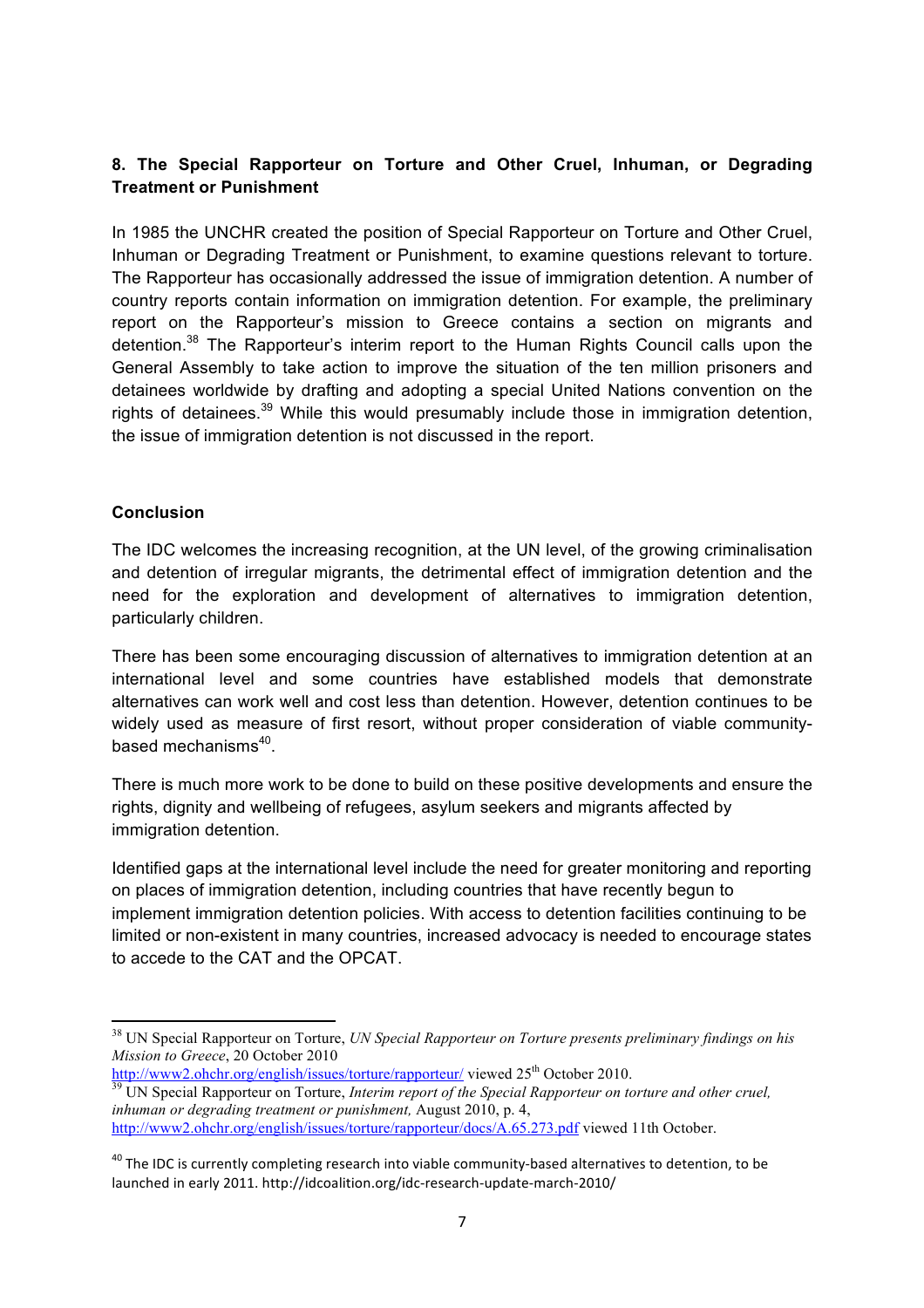## 8. The Special Rapporteur on Torture and Other Cruel, Inhuman, or Degrading Treatment or Punishment

In 1985 the UNCHR created the position of Special Rapporteur on Torture and Other Cruel, Inhuman or Degrading Treatment or Punishment, to examine questions relevant to torture. The Rapporteur has occasionally addressed the issue of immigration detention. A number of country reports contain information on immigration detention. For example, the preliminary report on the Rapporteur's mission to Greece contains a section on migrants and detention.[38] The Rapporteur's interim report to the Human Rights Council calls upon the General Assembly to take action to improve the situation of the ten million prisoners and detainees worldwide by drafting and adopting a special United Nations convention on the rights of detainees.[39] While this would presumably include those in immigration detention, the issue of immigration detention is not discussed in the report.

## Conclusion

The IDC welcomes the increasing recognition, at the UN level, of the growing criminalisation and detention of irregular migrants, the detrimental effect of immigration detention and the need for the exploration and development of alternatives to immigration detention, particularly children.

There has been some encouraging discussion of alternatives to immigration detention at an international level and some countries have established models that demonstrate alternatives can work well and cost less than detention. However, detention continues to be widely used as measure of first resort, without proper consideration of viable community-based mechanisms[40].

There is much more work to be done to build on these positive developments and ensure the rights, dignity and wellbeing of refugees, asylum seekers and migrants affected by immigration detention.

Identified gaps at the international level include the need for greater monitoring and reporting on places of immigration detention, including countries that have recently begun to implement immigration detention policies. With access to detention facilities continuing to be limited or non-existent in many countries, increased advocacy is needed to encourage states to accede to the CAT and the OPCAT.

---

[38] UN Special Rapporteur on Torture, *UN Special Rapporteur on Torture presents preliminary findings on his Mission to Greece*, 20 October 2010 http://www2.ohchr.org/english/issues/torture/rapporteur/ viewed 25th October 2010.

[39] UN Special Rapporteur on Torture, *Interim report of the Special Rapporteur on torture and other cruel, inhuman or degrading treatment or punishment,* August 2010, p. 4, http://www2.ohchr.org/english/issues/torture/rapporteur/docs/A.65.273.pdf viewed 11th October.

[40] The IDC is currently completing research into viable community-based alternatives to detention, to be launched in early 2011. http://idcoalition.org/idc-research-update-march-2010/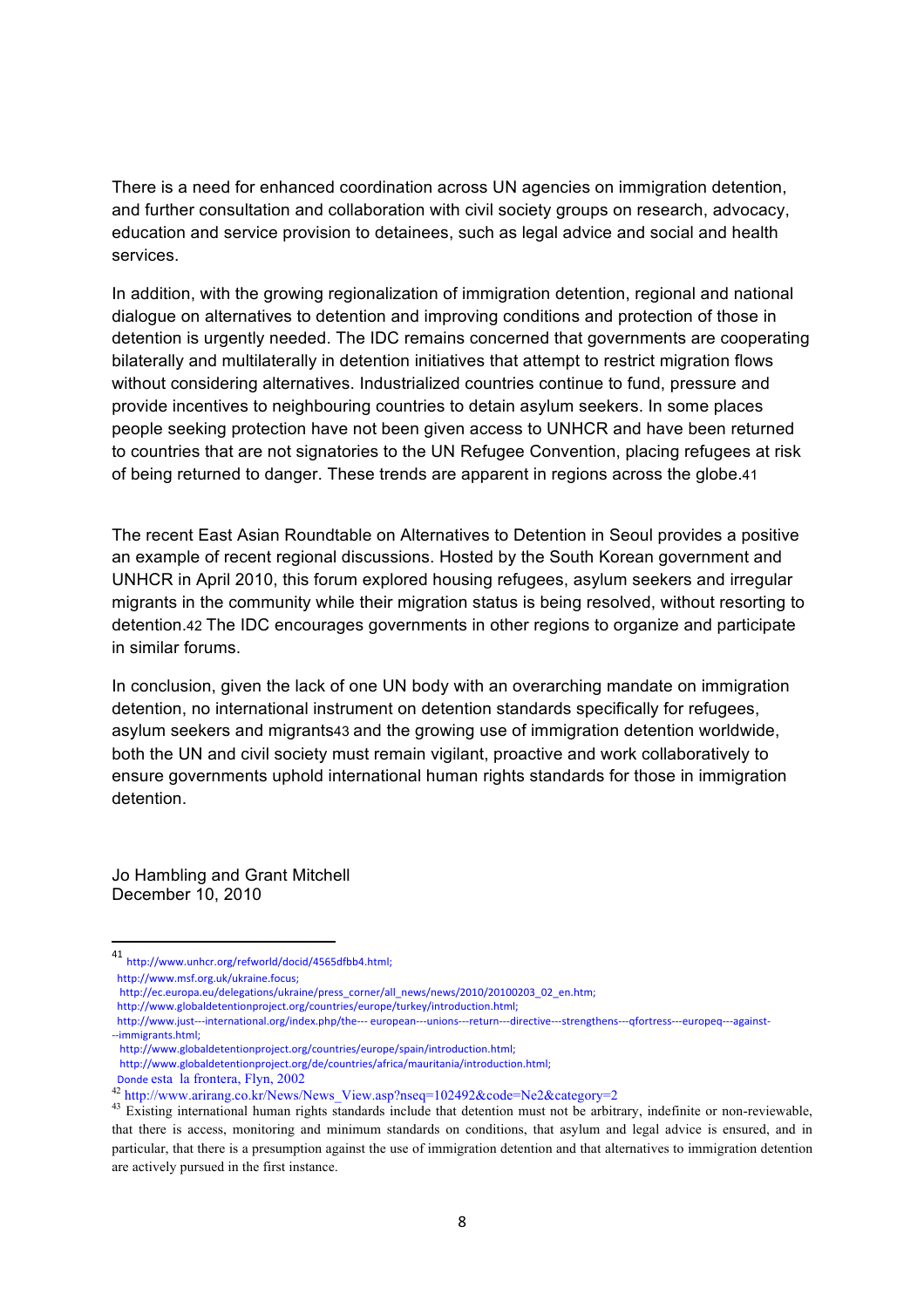There is a need for enhanced coordination across UN agencies on immigration detention, and further consultation and collaboration with civil society groups on research, advocacy, education and service provision to detainees, such as legal advice and social and health services.

In addition, with the growing regionalization of immigration detention, regional and national dialogue on alternatives to detention and improving conditions and protection of those in detention is urgently needed. The IDC remains concerned that governments are cooperating bilaterally and multilaterally in detention initiatives that attempt to restrict migration flows without considering alternatives. Industrialized countries continue to fund, pressure and provide incentives to neighbouring countries to detain asylum seekers. In some places people seeking protection have not been given access to UNHCR and have been returned to countries that are not signatories to the UN Refugee Convention, placing refugees at risk of being returned to danger. These trends are apparent in regions across the globe.[41]

The recent East Asian Roundtable on Alternatives to Detention in Seoul provides a positive an example of recent regional discussions. Hosted by the South Korean government and UNHCR in April 2010, this forum explored housing refugees, asylum seekers and irregular migrants in the community while their migration status is being resolved, without resorting to detention.[42] The IDC encourages governments in other regions to organize and participate in similar forums.

In conclusion, given the lack of one UN body with an overarching mandate on immigration detention, no international instrument on detention standards specifically for refugees, asylum seekers and migrants[43] and the growing use of immigration detention worldwide, both the UN and civil society must remain vigilant, proactive and work collaboratively to ensure governments uphold international human rights standards for those in immigration detention.

Jo Hambling and Grant Mitchell
December 10, 2010

---

[41] http://www.unhcr.org/refworld/docid/4565dfbb4.html;
http://www.msf.org.uk/ukraine.focus;
http://ec.europa.eu/delegations/ukraine/press_corner/all_news/news/2010/20100203_02_en.htm;
http://www.globaldetentionproject.org/countries/europe/turkey/introduction.html;
http://www.just---international.org/index.php/the--- european---unions---return---directive---strengthens---qfortress---europeq---against---immigrants.html;
http://www.globaldetentionproject.org/countries/europe/spain/introduction.html;
http://www.globaldetentionproject.org/de/countries/africa/mauritania/introduction.html;
Donde esta la frontera, Flyn, 2002

[42] http://www.arirang.co.kr/News/News_View.asp?nseq=102492&code=Ne2&category=2

[43] Existing international human rights standards include that detention must not be arbitrary, indefinite or non-reviewable, that there is access, monitoring and minimum standards on conditions, that asylum and legal advice is ensured, and in particular, that there is a presumption against the use of immigration detention and that alternatives to immigration detention are actively pursued in the first instance.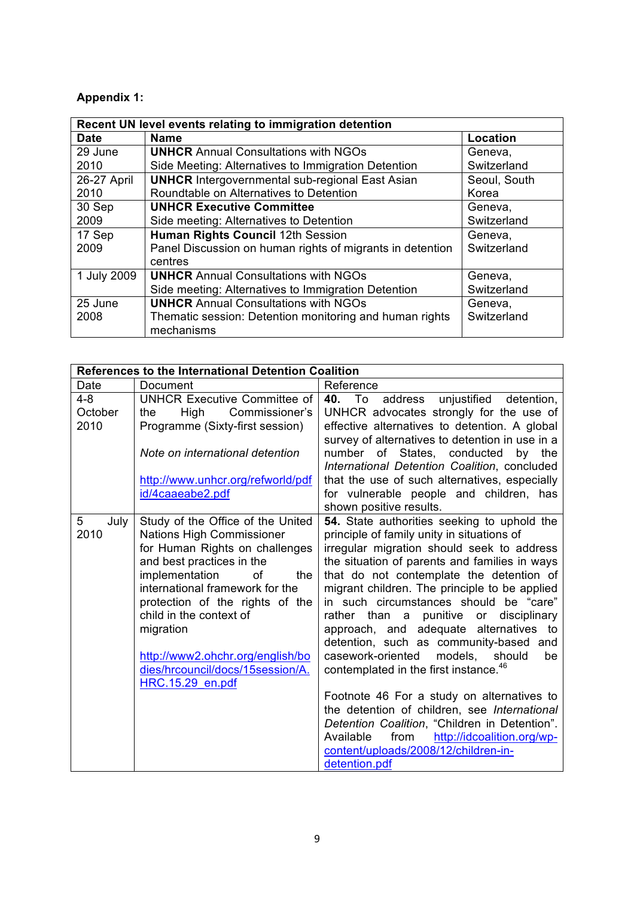**Appendix 1:**

| Recent UN level events relating to immigration detention | | |
|---|---|---|
| **Date** | **Name** | **Location** |
| 29 June 2010 | **UNHCR** Annual Consultations with NGOs<br>Side Meeting: Alternatives to Immigration Detention | Geneva, Switzerland |
| 26-27 April 2010 | **UNHCR** Intergovernmental sub-regional East Asian Roundtable on Alternatives to Detention | Seoul, South Korea |
| 30 Sep 2009 | **UNHCR Executive Committee**<br>Side meeting: Alternatives to Detention | Geneva, Switzerland |
| 17 Sep 2009 | **Human Rights Council** 12th Session<br>Panel Discussion on human rights of migrants in detention centres | Geneva, Switzerland |
| 1 July 2009 | **UNHCR** Annual Consultations with NGOs<br>Side meeting: Alternatives to Immigration Detention | Geneva, Switzerland |
| 25 June 2008 | **UNHCR** Annual Consultations with NGOs<br>Thematic session: Detention monitoring and human rights mechanisms | Geneva, Switzerland |

| References to the International Detention Coalition | | |
|---|---|---|
| Date | Document | Reference |
| 4-8 October 2010 | UNHCR Executive Committee of the High Commissioner's Programme (Sixty-first session)<br><br>*Note on international detention*<br><br>http://www.unhcr.org/refworld/pdfid/4caaeabe2.pdf | **40.** To address unjustified detention, UNHCR advocates strongly for the use of effective alternatives to detention. A global survey of alternatives to detention in use in a number of States, conducted by the *International Detention Coalition*, concluded that the use of such alternatives, especially for vulnerable people and children, has shown positive results. |
| 5 July 2010 | Study of the Office of the United Nations High Commissioner for Human Rights on challenges and best practices in the implementation of the international framework for the protection of the rights of the child in the context of migration<br><br>http://www2.ohchr.org/english/bodies/hrcouncil/docs/15session/A.HRC.15.29_en.pdf | **54.** State authorities seeking to uphold the principle of family unity in situations of irregular migration should seek to address the situation of parents and families in ways that do not contemplate the detention of migrant children. The principle to be applied in such circumstances should be "care" rather than a punitive or disciplinary approach, and adequate alternatives to detention, such as community-based and casework-oriented models, should be contemplated in the first instance.[46]<br><br>Footnote 46 For a study on alternatives to the detention of children, see *International Detention Coalition*, "Children in Detention". Available from http://idcoalition.org/wp-content/uploads/2008/12/children-in-detention.pdf |